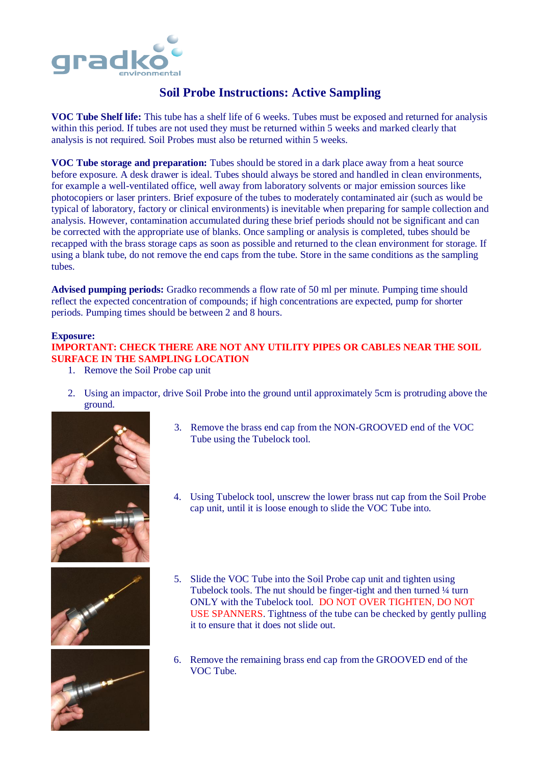# Soil Probe Instructions: Active Sampling

**VOC Tube Shelf life:** This tube has a shelf life of 6 weeks. Tubes must be exposed and returned for analysis within this period. If tubes are not used they must be returned within 5 weeks and marked clearly that analysis is not required. Soil Probes must also be returned within 5 weeks.

**VOC Tube storage and preparation:** Tubes should be stored in a dark place away from a heat source before exposure. A desk drawer is ideal. Tubes should always be stored and handled in clean environments, for example a well-ventilated office, well away from laboratory solvents or major emission sources like photocopiers or laser printers. Brief exposure of the tubes to moderately contaminated air (such as would be typical of laboratory, factory or clinical environments) is inevitable when preparing for sample collection and analysis. However, contamination accumulated during these brief periods should not be significant and can be corrected with the appropriate use of blanks. Once sampling or analysis is completed, tubes should be recapped with the brass storage caps as soon as possible and returned to the clean environment for storage. If using a blank tube, do not remove the end caps from the tube. Store in the same conditions as the sampling tubes.

**Advised pumping periods:** Gradko recommends a flow rate of 50 ml per minute. Pumping time should reflect the expected concentration of compounds; if high concentrations are expected, pump for shorter periods. Pumping times should be between 2 and 8 hours.

**Exposure:**

**IMPORTANT: CHECK THERE ARE NOT ANY UTILITY PIPES OR CABLES NEAR THE SOIL SURFACE IN THE SAMPLING LOCATION**

1. Remove the Soil Probe cap unit
2. Using an impactor, drive Soil Probe into the ground until approximately 5cm is protruding above the ground.
3. Remove the brass end cap from the NON-GROOVED end of the VOC Tube using the Tubelock tool.
4. Using Tubelock tool, unscrew the lower brass nut cap from the Soil Probe cap unit, until it is loose enough to slide the VOC Tube into.
5. Slide the VOC Tube into the Soil Probe cap unit and tighten using Tubelock tools. The nut should be finger-tight and then turned ¼ turn ONLY with the Tubelock tool. DO NOT OVER TIGHTEN, DO NOT USE SPANNERS. Tightness of the tube can be checked by gently pulling it to ensure that it does not slide out.
6. Remove the remaining brass end cap from the GROOVED end of the VOC Tube.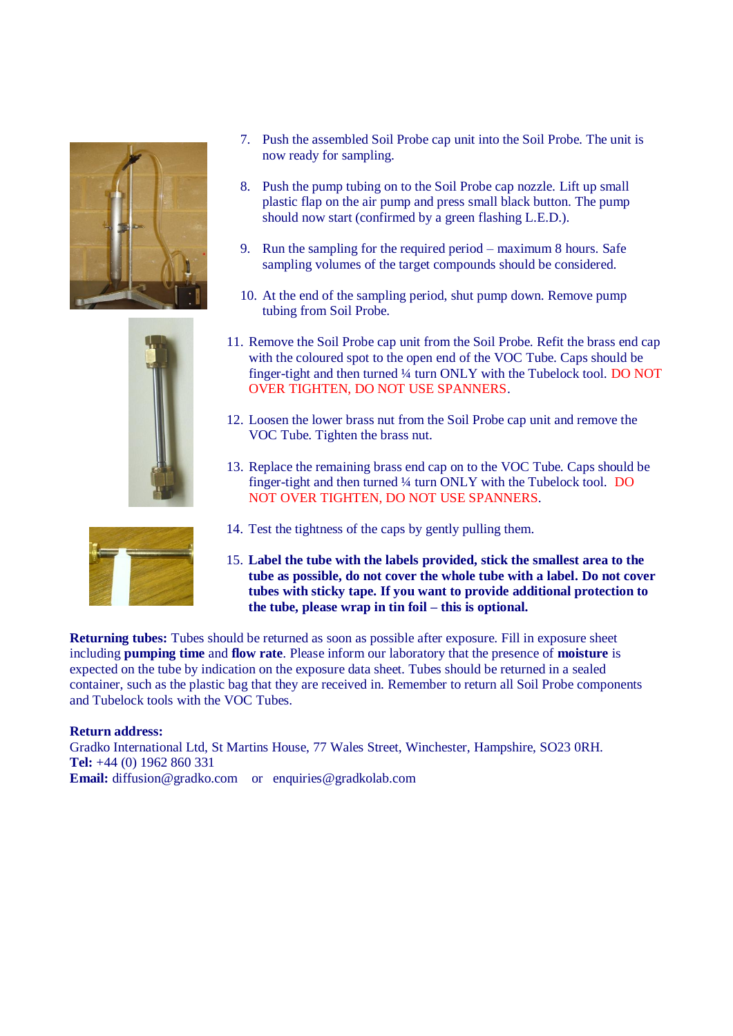7. Push the assembled Soil Probe cap unit into the Soil Probe. The unit is now ready for sampling.

8. Push the pump tubing on to the Soil Probe cap nozzle. Lift up small plastic flap on the air pump and press small black button. The pump should now start (confirmed by a green flashing L.E.D.).

9. Run the sampling for the required period – maximum 8 hours. Safe sampling volumes of the target compounds should be considered.

10. At the end of the sampling period, shut pump down. Remove pump tubing from Soil Probe.

11. Remove the Soil Probe cap unit from the Soil Probe. Refit the brass end cap with the coloured spot to the open end of the VOC Tube. Caps should be finger-tight and then turned ¼ turn ONLY with the Tubelock tool. DO NOT OVER TIGHTEN, DO NOT USE SPANNERS.

12. Loosen the lower brass nut from the Soil Probe cap unit and remove the VOC Tube. Tighten the brass nut.

13. Replace the remaining brass end cap on to the VOC Tube. Caps should be finger-tight and then turned ¼ turn ONLY with the Tubelock tool. DO NOT OVER TIGHTEN, DO NOT USE SPANNERS.

14. Test the tightness of the caps by gently pulling them.

15. **Label the tube with the labels provided, stick the smallest area to the tube as possible, do not cover the whole tube with a label. Do not cover tubes with sticky tape. If you want to provide additional protection to the tube, please wrap in tin foil – this is optional.**

**Returning tubes:** Tubes should be returned as soon as possible after exposure. Fill in exposure sheet including **pumping time** and **flow rate**. Please inform our laboratory that the presence of **moisture** is expected on the tube by indication on the exposure data sheet. Tubes should be returned in a sealed container, such as the plastic bag that they are received in. Remember to return all Soil Probe components and Tubelock tools with the VOC Tubes.

**Return address:**
Gradko International Ltd, St Martins House, 77 Wales Street, Winchester, Hampshire, SO23 0RH.
**Tel:** +44 (0) 1962 860 331
**Email:** diffusion@gradko.com or enquiries@gradkolab.com